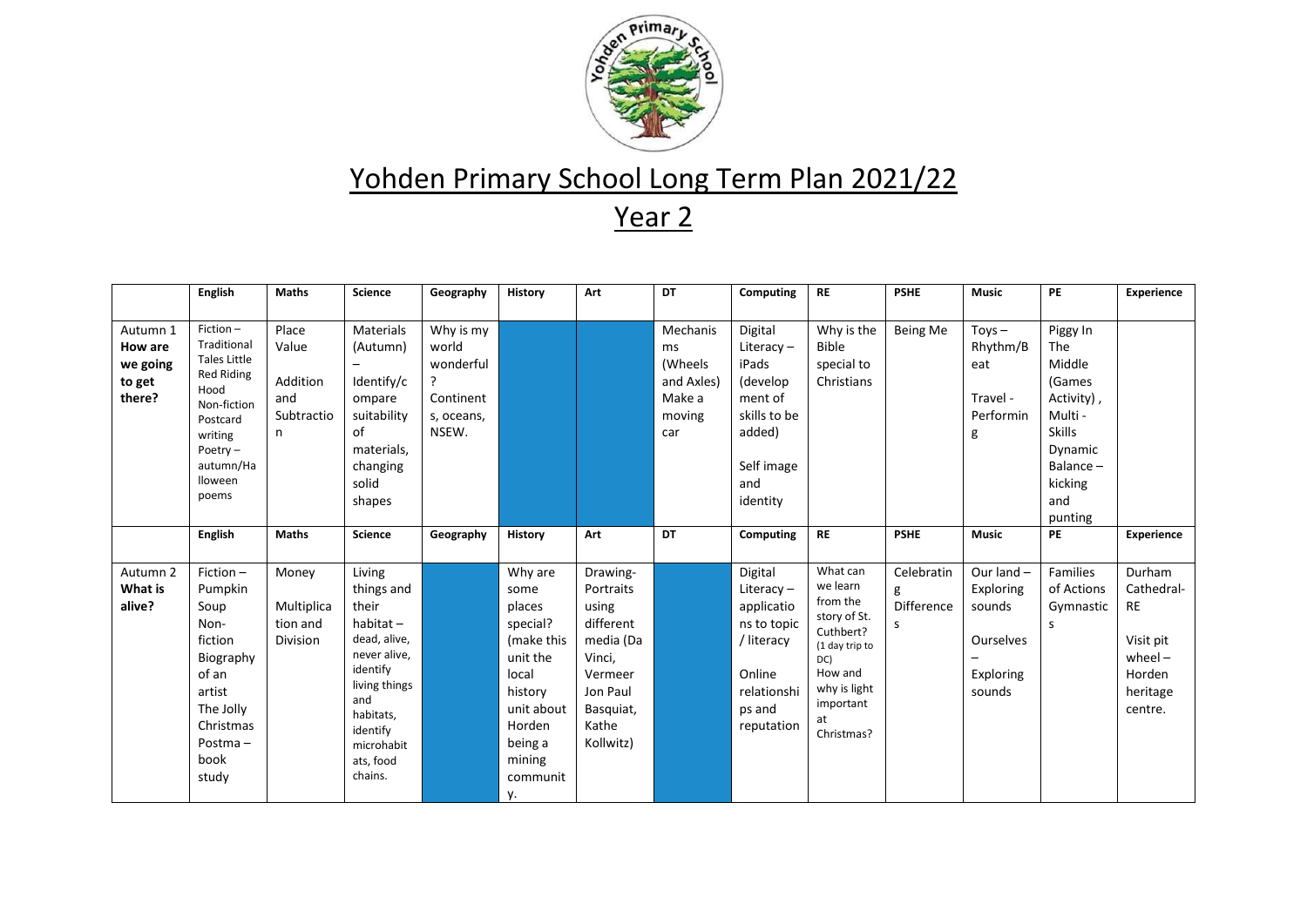# Yohden Primary School Long Term Plan 2021/22

## Year 2

| | English | Maths | Science | Geography | History | Art | DT | Computing | RE | PSHE | Music | PE | Experience |
|---|---|---|---|---|---|---|---|---|---|---|---|---|---|
| Autumn 1 **How are we going to get there?** | Fiction – Traditional Tales Little Red Riding Hood Non-fiction Postcard writing Poetry – autumn/Halloween poems | Place Value Addition and Subtraction | Materials (Autumn) – Identify/compare suitability of materials, changing solid shapes | Why is my world wonderful? Continents, oceans, NSEW. | | | Mechanisms (Wheels and Axles) Make a moving car | Digital Literacy – iPads (development of skills to be added) Self image and identity | Why is the Bible special to Christians | Being Me | Toys – Rhythm/Beat Travel - Performing | Piggy In The Middle (Games Activity), Multi - Skills Dynamic Balance – kicking and punting | |
| | **English** | **Maths** | **Science** | **Geography** | **History** | **Art** | **DT** | **Computing** | **RE** | **PSHE** | **Music** | **PE** | **Experience** |
| Autumn 2 **What is alive?** | Fiction – Pumpkin Soup Non-fiction Biography of an artist The Jolly Christmas Postma – book study | Money Multiplication and Division | Living things and their habitat – dead, alive, never alive, identify living things and habitats, identify microhabitats, food chains. | | Why are some places special? (make this unit the local history unit about Horden being a mining community. | Drawing-Portraits using different media (Da Vinci, Vermeer Jon Paul Basquiat, Kathe Kollwitz) | | Digital Literacy – applications to topic / literacy Online relationships and reputation | What can we learn from the story of St. Cuthbert? (1 day trip to DC) How and why is light important at Christmas? | Celebrating Differences | Our land – Exploring sounds Ourselves – Exploring sounds | Families of Actions Gymnastics | Durham Cathedral-RE Visit pit wheel – Horden heritage centre. |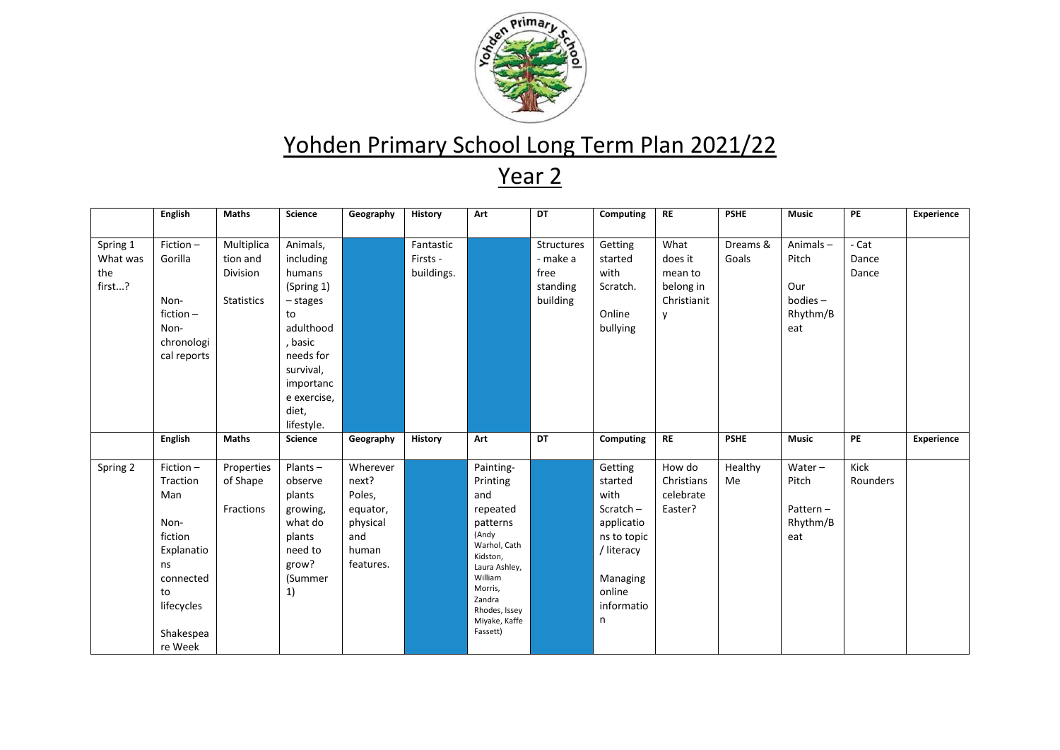# Yohden Primary School Long Term Plan 2021/22

## Year 2

| | English | Maths | Science | Geography | History | Art | DT | Computing | RE | PSHE | Music | PE | Experience |
|---|---|---|---|---|---|---|---|---|---|---|---|---|---|
| Spring 1 What was the first...? | Fiction – Gorilla<br><br>Non-fiction – Non-chronological reports | Multiplication and Division<br><br>Statistics | Animals, including humans (Spring 1) – stages to adulthood, basic needs for survival, importance exercise, diet, lifestyle. | | Fantastic Firsts - buildings. | | Structures - make a free standing building | Getting started with Scratch.<br><br>Online bullying | What does it mean to belong in Christianity | Dreams & Goals | Animals – Pitch<br><br>Our bodies – Rhythm/Beat | - Cat Dance Dance | |
| | **English** | **Maths** | **Science** | **Geography** | **History** | **Art** | **DT** | **Computing** | **RE** | **PSHE** | **Music** | **PE** | **Experience** |
| Spring 2 | Fiction – Traction Man<br><br>Non-fiction Explanations connected to lifecycles<br><br>Shakespeare Week | Properties of Shape<br><br>Fractions | Plants – observe plants growing, what do plants need to grow? (Summer 1) | Wherever next? Poles, equator, physical and human features. | | Painting-Printing and repeated patterns (Andy Warhol, Cath Kidston, Laura Ashley, William Morris, Zandra Rhodes, Issey Miyake, Kaffe Fassett) | | Getting started with Scratch – applications to topic / literacy<br><br>Managing online information | How do Christians celebrate Easter? | Healthy Me | Water – Pitch<br><br>Pattern – Rhythm/Beat | Kick Rounders | |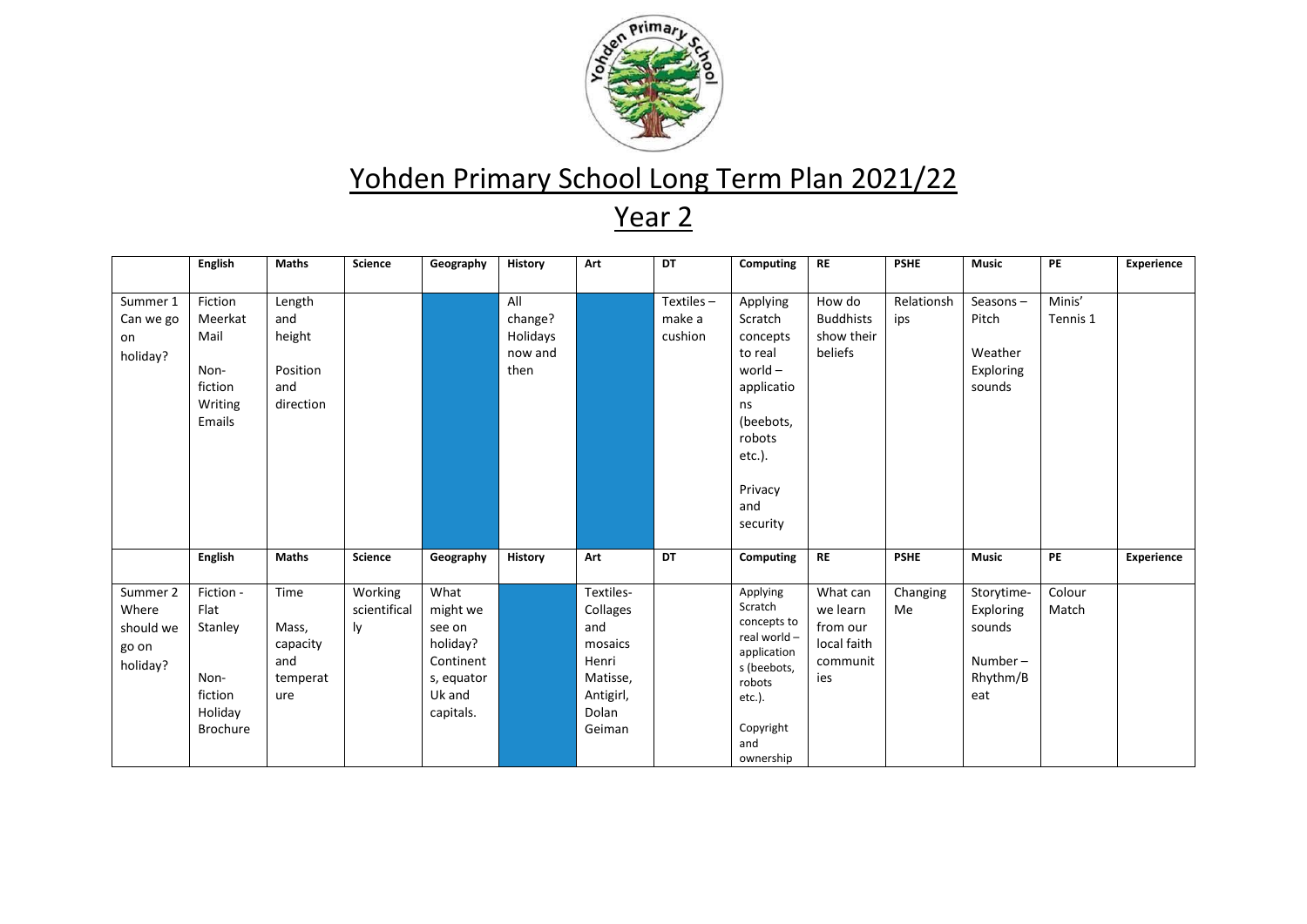# Yohden Primary School Long Term Plan 2021/22

## Year 2

| | English | Maths | Science | Geography | History | Art | DT | Computing | RE | PSHE | Music | PE | Experience |
|---|---|---|---|---|---|---|---|---|---|---|---|---|---|
| Summer 1 Can we go on holiday? | Fiction Meerkat Mail<br><br>Non-fiction Writing Emails | Length and height<br><br>Position and direction | | | All change? Holidays now and then | | Textiles – make a cushion | Applying Scratch concepts to real world – applications (beebots, robots etc.).<br><br>Privacy and security | How do Buddhists show their beliefs | Relationships | Seasons – Pitch<br><br>Weather Exploring sounds | Minis' Tennis 1 | |
| | **English** | **Maths** | **Science** | **Geography** | **History** | **Art** | **DT** | **Computing** | **RE** | **PSHE** | **Music** | **PE** | **Experience** |
| Summer 2 Where should we go on holiday? | Fiction - Flat Stanley<br><br>Non-fiction Holiday Brochure | Time<br><br>Mass, capacity and temperature | Working scientifically | What might we see on holiday? Continents, equator Uk and capitals. | | Textiles- Collages and mosaics Henri Matisse, Antigirl, Dolan Geiman | | Applying Scratch concepts to real world – applications (beebots, robots etc.).<br><br>Copyright and ownership | What can we learn from our local faith communities | Changing Me | Storytime- Exploring sounds<br><br>Number – Rhythm/Beat | Colour Match | |